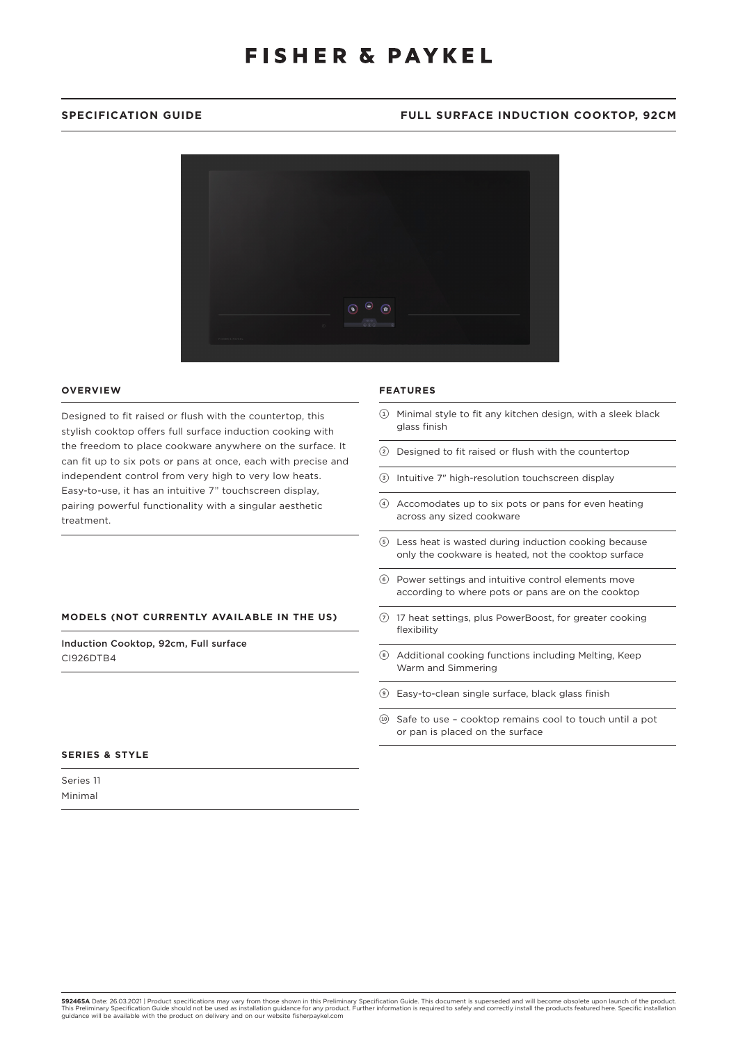# FISHER & PAYKEL

**SPECIFICATION GUIDE** | **FULL SURFACE INDUCTION COOKTOP, 92CM**

## OVERVIEW

Designed to fit raised or flush with the countertop, this stylish cooktop offers full surface induction cooking with the freedom to place cookware anywhere on the surface. It can fit up to six pots or pans at once, each with precise and independent control from very high to very low heats. Easy-to-use, it has an intuitive 7" touchscreen display, pairing powerful functionality with a singular aesthetic treatment.

## MODELS (NOT CURRENTLY AVAILABLE IN THE US)

Induction Cooktop, 92cm, Full surface
CI926DTB4

## SERIES & STYLE

Series 11
Minimal

## FEATURES

1. Minimal style to fit any kitchen design, with a sleek black glass finish
2. Designed to fit raised or flush with the countertop
3. Intuitive 7" high-resolution touchscreen display
4. Accomodates up to six pots or pans for even heating across any sized cookware
5. Less heat is wasted during induction cooking because only the cookware is heated, not the cooktop surface
6. Power settings and intuitive control elements move according to where pots or pans are on the cooktop
7. 17 heat settings, plus PowerBoost, for greater cooking flexibility
8. Additional cooking functions including Melting, Keep Warm and Simmering
9. Easy-to-clean single surface, black glass finish
10. Safe to use – cooktop remains cool to touch until a pot or pan is placed on the surface

**592465A** Date: 26.03.2021 | Product specifications may vary from those shown in this Preliminary Specification Guide. This document is superseded and will become obsolete upon launch of the product. This Preliminary Specification Guide should not be used as installation guidance for any product. Further information is required to safely and correctly install the products featured here. Specific installation guidance will be available with the product on delivery and on our website fisherpaykel.com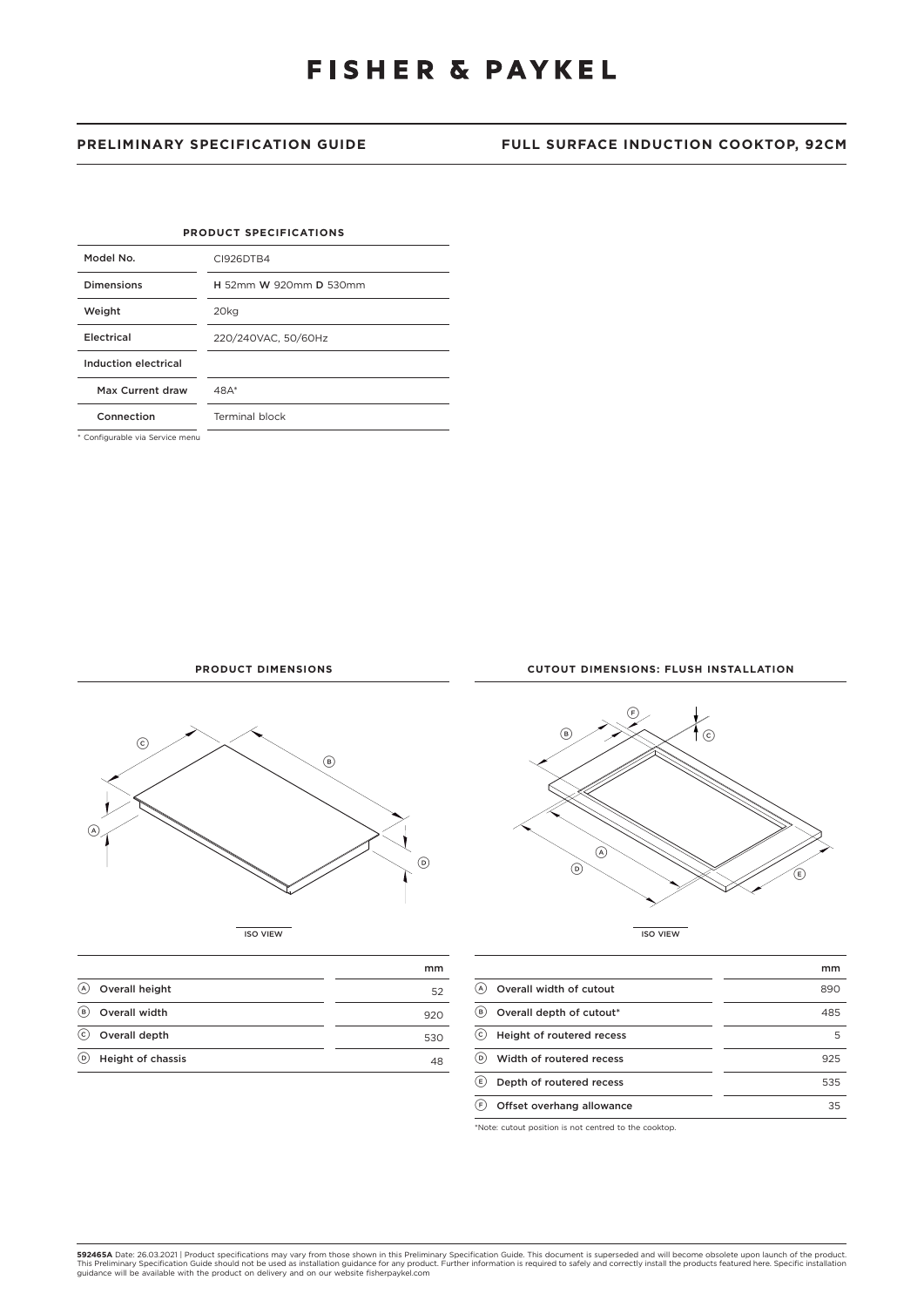# FISHER & PAYKEL

**PRELIMINARY SPECIFICATION GUIDE** **FULL SURFACE INDUCTION COOKTOP, 92CM**

## PRODUCT SPECIFICATIONS

| | |
|---|---|
| Model No. | CI926DTB4 |
| Dimensions | **H** 52mm **W** 920mm **D** 530mm |
| Weight | 20kg |
| Electrical | 220/240VAC, 50/60Hz |
| Induction electrical | |
| Max Current draw | 48A* |
| Connection | Terminal block |

* Configurable via Service menu

## PRODUCT DIMENSIONS

ISO VIEW

| | mm |
|---|---|
| (A) Overall height | 52 |
| (B) Overall width | 920 |
| (C) Overall depth | 530 |
| (D) Height of chassis | 48 |

## CUTOUT DIMENSIONS: FLUSH INSTALLATION

ISO VIEW

| | mm |
|---|---|
| (A) Overall width of cutout | 890 |
| (B) Overall depth of cutout* | 485 |
| (C) Height of routered recess | 5 |
| (D) Width of routered recess | 925 |
| (E) Depth of routered recess | 535 |
| (F) Offset overhang allowance | 35 |

*Note: cutout position is not centred to the cooktop.

**592465A** Date: 26.03.2021 | Product specifications may vary from those shown in this Preliminary Specification Guide. This document is superseded and will become obsolete upon launch of the product. This Preliminary Specification Guide should not be used as installation guidance for any product. Further information is required to safely and correctly install the products featured here. Specific installation guidance will be available with the product on delivery and on our website fisherpaykel.com